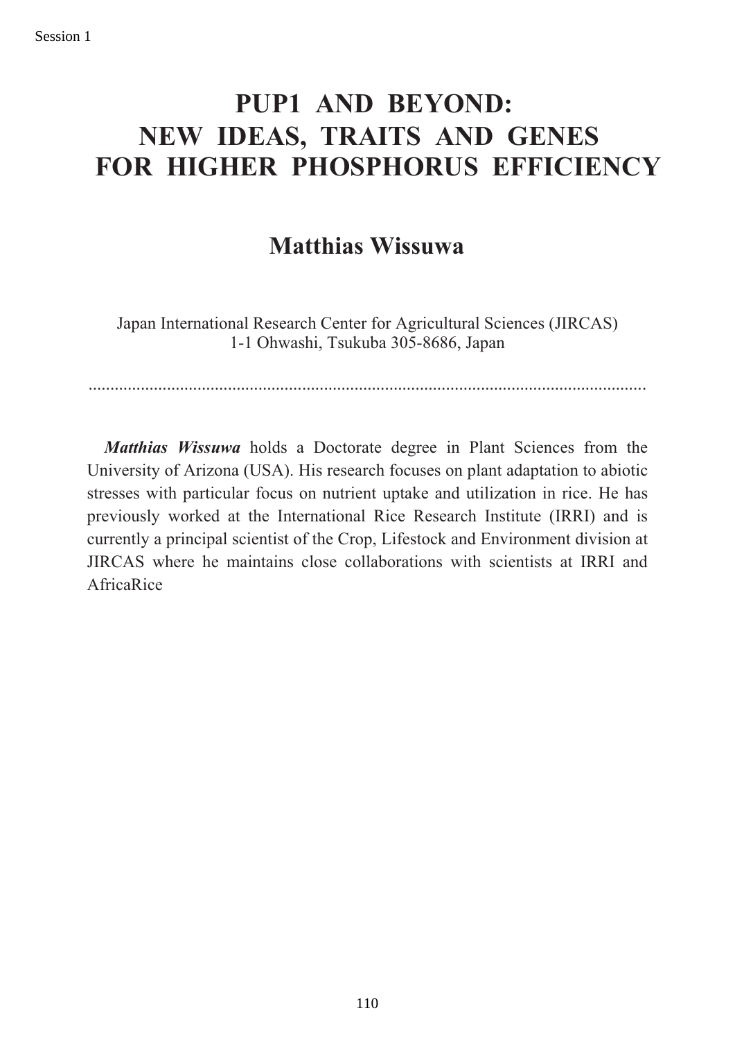# PUP1 AND BEYOND: NEW IDEAS, TRAITS AND GENES FOR HIGHER PHOSPHORUS EFFICIENCY

## Matthias Wissuwa

Japan International Research Center for Agricultural Sciences (JIRCAS)
1-1 Ohwashi, Tsukuba 305-8686, Japan

---

***Matthias Wissuwa*** holds a Doctorate degree in Plant Sciences from the University of Arizona (USA). His research focuses on plant adaptation to abiotic stresses with particular focus on nutrient uptake and utilization in rice. He has previously worked at the International Rice Research Institute (IRRI) and is currently a principal scientist of the Crop, Lifestock and Environment division at JIRCAS where he maintains close collaborations with scientists at IRRI and AfricaRice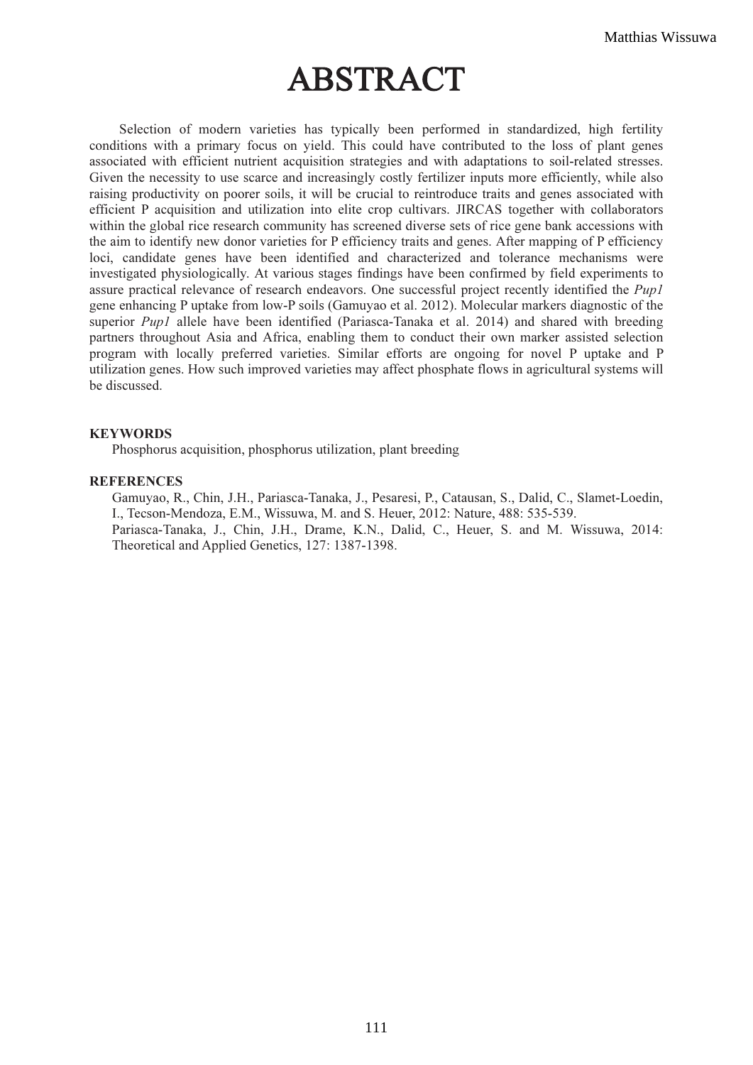# ABSTRACT

Selection of modern varieties has typically been performed in standardized, high fertility conditions with a primary focus on yield. This could have contributed to the loss of plant genes associated with efficient nutrient acquisition strategies and with adaptations to soil-related stresses. Given the necessity to use scarce and increasingly costly fertilizer inputs more efficiently, while also raising productivity on poorer soils, it will be crucial to reintroduce traits and genes associated with efficient P acquisition and utilization into elite crop cultivars. JIRCAS together with collaborators within the global rice research community has screened diverse sets of rice gene bank accessions with the aim to identify new donor varieties for P efficiency traits and genes. After mapping of P efficiency loci, candidate genes have been identified and characterized and tolerance mechanisms were investigated physiologically. At various stages findings have been confirmed by field experiments to assure practical relevance of research endeavors. One successful project recently identified the *Pup1* gene enhancing P uptake from low-P soils (Gamuyao et al. 2012). Molecular markers diagnostic of the superior *Pup1* allele have been identified (Pariasca-Tanaka et al. 2014) and shared with breeding partners throughout Asia and Africa, enabling them to conduct their own marker assisted selection program with locally preferred varieties. Similar efforts are ongoing for novel P uptake and P utilization genes. How such improved varieties may affect phosphate flows in agricultural systems will be discussed.

**KEYWORDS**

Phosphorus acquisition, phosphorus utilization, plant breeding

**REFERENCES**

Gamuyao, R., Chin, J.H., Pariasca-Tanaka, J., Pesaresi, P., Catausan, S., Dalid, C., Slamet-Loedin, I., Tecson-Mendoza, E.M., Wissuwa, M. and S. Heuer, 2012: Nature, 488: 535-539.

Pariasca-Tanaka, J., Chin, J.H., Drame, K.N., Dalid, C., Heuer, S. and M. Wissuwa, 2014: Theoretical and Applied Genetics, 127: 1387-1398.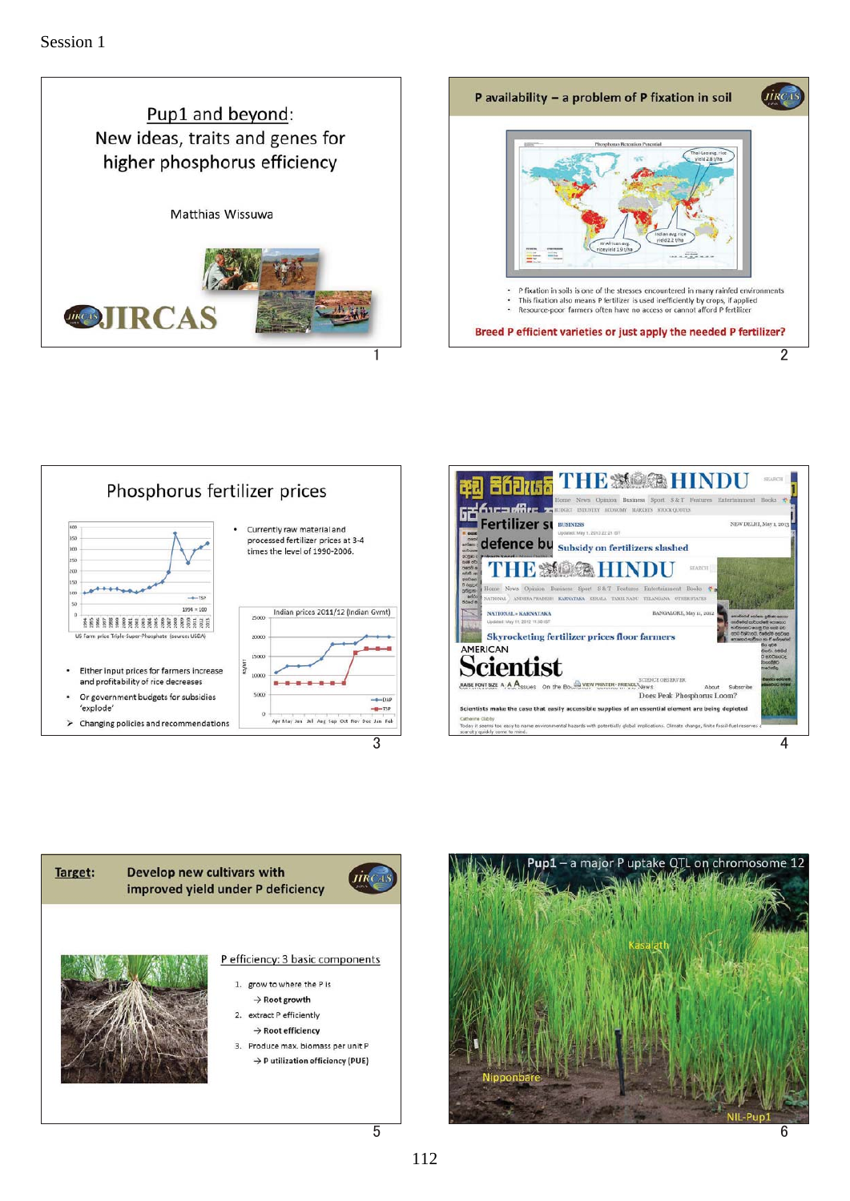Session 1

## Pup1 and beyond:
## New ideas, traits and genes for higher phosphorus efficiency

Matthias Wissuwa

JIRCAS

---

## P availability – a problem of P fixation in soil

Phosphorus Retention Potential

Thai-Laoing rice yield 2.8 t/ha

Indian avg rice yield 2.2 t/ha

W-African avg rice yield 1.9 t/ha

- P fixation in soils is one of the stresses encountered in many rainfed environments
- This fixation also means P fertilizer is used inefficiently by crops, if applied
- Resource-poor farmers often have no access or cannot afford P fertilizer

**Breed P efficient varieties or just apply the needed P fertilizer?**

---

## Phosphorus fertilizer prices

- Currently raw material and processed fertilizer prices at 3-4 times the level of 1990-2006.

US farm price Triple-Super-Phosphate (source: USDA)

Indian prices 2011/12 (Indian Gvmt)

- Either input prices for farmers increase and profitability of rice decreases
- Or government budgets for subsidies 'explode'

➢ Changing policies and recommendations

---

THE HINDU — Fertilizer subsidy defence bu... — Subsidy on fertilizers slashed

THE HINDU — Skyrocketing fertilizer prices floor farmers

AMERICAN Scientist — Does Peak Phosphorus Loom?

Scientists make the case that easily accessible supplies of an essential element are being depleted

---

## Target: Develop new cultivars with improved yield under P deficiency

P efficiency: 3 basic components

1. grow to where the P is
   → Root growth
2. extract P efficiently
   → Root efficiency
3. Produce max. biomass per unit P
   → P utilization efficiency (PUE)

---

## Pup1 – a major P uptake QTL on chromosome 12

Kasalath

Nipponbare

NIL-Pup1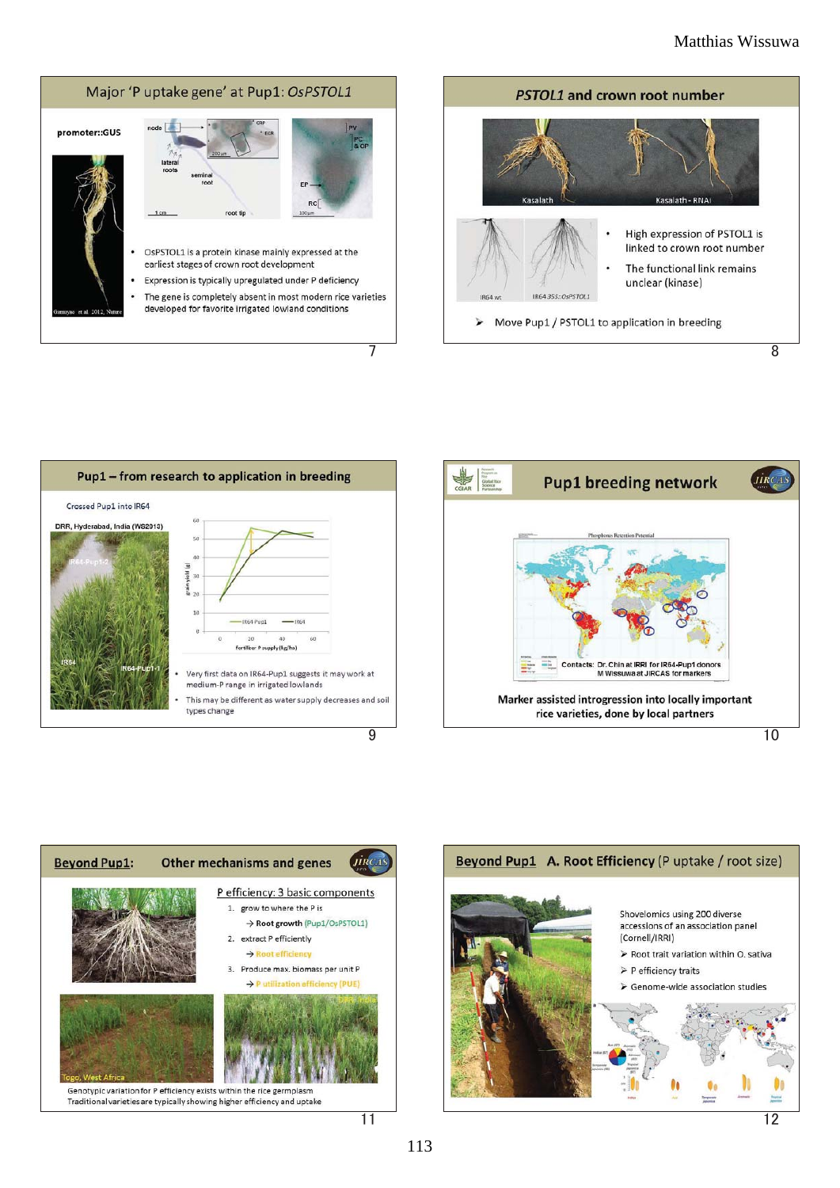## Major 'P uptake gene' at Pup1: *OsPSTOL1*

promoter::GUS

node, lateral roots, seminal root, root tip, CRP, ECR, PV, PC & CP, EP, RC

Gamuyao et al. 2012, Nature

- OsPSTOL1 is a protein kinase mainly expressed at the earliest stages of crown root development
- Expression is typically upregulated under P deficiency
- The gene is completely absent in most modern rice varieties developed for favorite irrigated lowland conditions

## *PSTOL1* and crown root number

Kasalath | Kasalath - RNAi

IR64 wt | IR64 35S::OsPSTOL1

- High expression of PSTOL1 is linked to crown root number
- The functional link remains unclear (kinase)

➢ Move Pup1 / PSTOL1 to application in breeding

## Pup1 – from research to application in breeding

Crossed Pup1 into IR64

DRR, Hyderabad, India (WS2013)

IR64-Pup1-2, IR64, IR64-Pup1-1

grain yield (g) vs. Fertilizer P supply (kg/ha); IR64-Pup1, IR64

- Very first data on IR64-Pup1 suggests it may work at medium-P range in irrigated lowlands
- This may be different as water supply decreases and soil types change

## Pup1 breeding network

Phosphorus Retention Potential

Contacts: Dr. Chin at IRRI for IR64-Pup1 donors; M Wissuwa at JIRCAS for markers

Marker assisted introgression into locally important rice varieties, done by local partners

## Beyond Pup1: Other mechanisms and genes

P efficiency: 3 basic components

1. grow to where the P is
   → Root growth (Pup1/OsPSTOL1)
2. extract P efficiently
   → Root efficiency
3. Produce max. biomass per unit P
   → P utilization efficiency (PUE)

Togo, West Africa | DRR, India

Genotypic variation for P efficiency exists within the rice germplasm

Traditional varieties are typically showing higher efficiency and uptake

## Beyond Pup1 A. Root Efficiency (P uptake / root size)

Shovelomics using 200 diverse accessions of an association panel (Cornell/IRRI)

➢ Root trait variation within O. sativa

➢ P efficiency traits

➢ Genome-wide association studies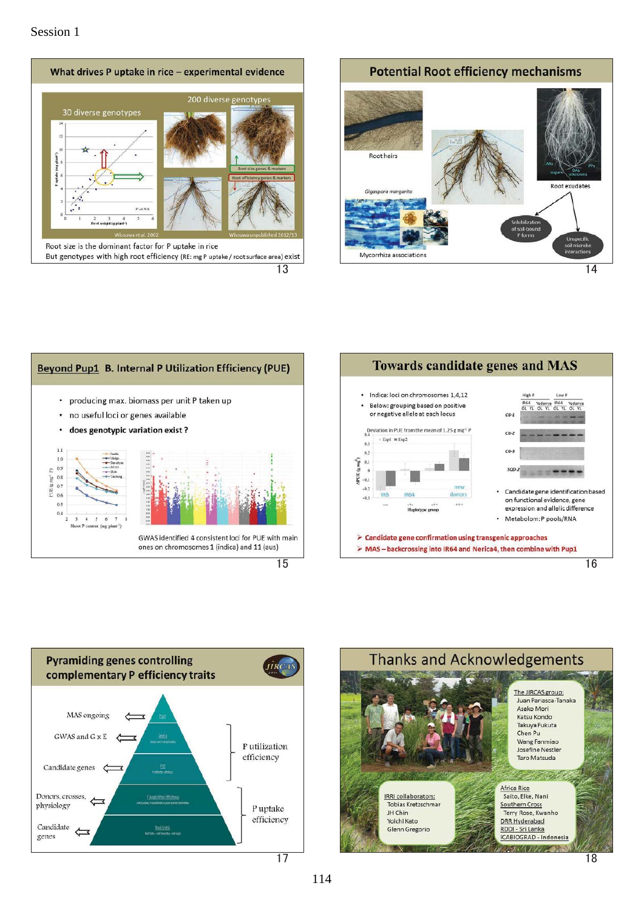Session 1

## What drives P uptake in rice – experimental evidence

30 diverse genotypes

200 diverse genotypes

Root size genes & markers

Root efficiency genes & markers

Wissuwa et al. 2002

Wissuwa unpublished 2012/13

Root size is the dominant factor for P uptake in rice

But genotypes with high root efficiency (RE: mg P uptake / root surface area) exist

13

## Potential Root efficiency mechanisms

Root hairs

Root exudates

*Gigaspora margarita*

Solubilization of soil-bound P forms

Unspecific soil-microbe interactions

Mycorrhiza associations

14

## Beyond Pup1 B. Internal P Utilization Efficiency (PUE)

- producing max. biomass per unit P taken up
- no useful loci or genes available
- **does genotypic variation exist ?**

GWAS identified 4 consistent loci for PUE with main ones on chromosomes 1 (indica) and 11 (aus)

15

## Towards candidate genes and MAS

- Indica: loci on chromosomes 1,4,12
- Below: grouping based on positive or negative allele at each locus

Deviation in PUE from the mean of 1.25 g mg⁻¹ P

- Candidate gene identification based on functional evidence, gene expression and allelic difference
- Metabolom: P pools/RNA

➢ **Candidate gene confirmation using transgenic approaches**

➢ **MAS – backcrossing into IR64 and Nerica4, then combine with Pup1**

16

## Pyramiding genes controlling complementary P efficiency traits

MAS ongoing

GWAS and G x E

Candidate genes

Donors, crosses, physiology

Candidate genes

P utilization efficiency

P uptake efficiency

17

## Thanks and Acknowledgements

The JIRCAS group:
Juan Pariasca-Tanaka
Aseko Mori
Katsu Kondo
Takuya Fukuta
Chen Pu
Wang Fanmiao
Josefine Nestler
Taro Matsuda

IRRI collaborators:
Tobias Kretzschmar
JH Chin
Yoichi Kato
Glenn Gregorio

Africa Rice
Saito, Elke, Nani
Southern Cross
Terry Rose, Kwanho
DRR Hyderabad
RDDI - Sri Lanka
ICABIOGRAD - Indonesia

18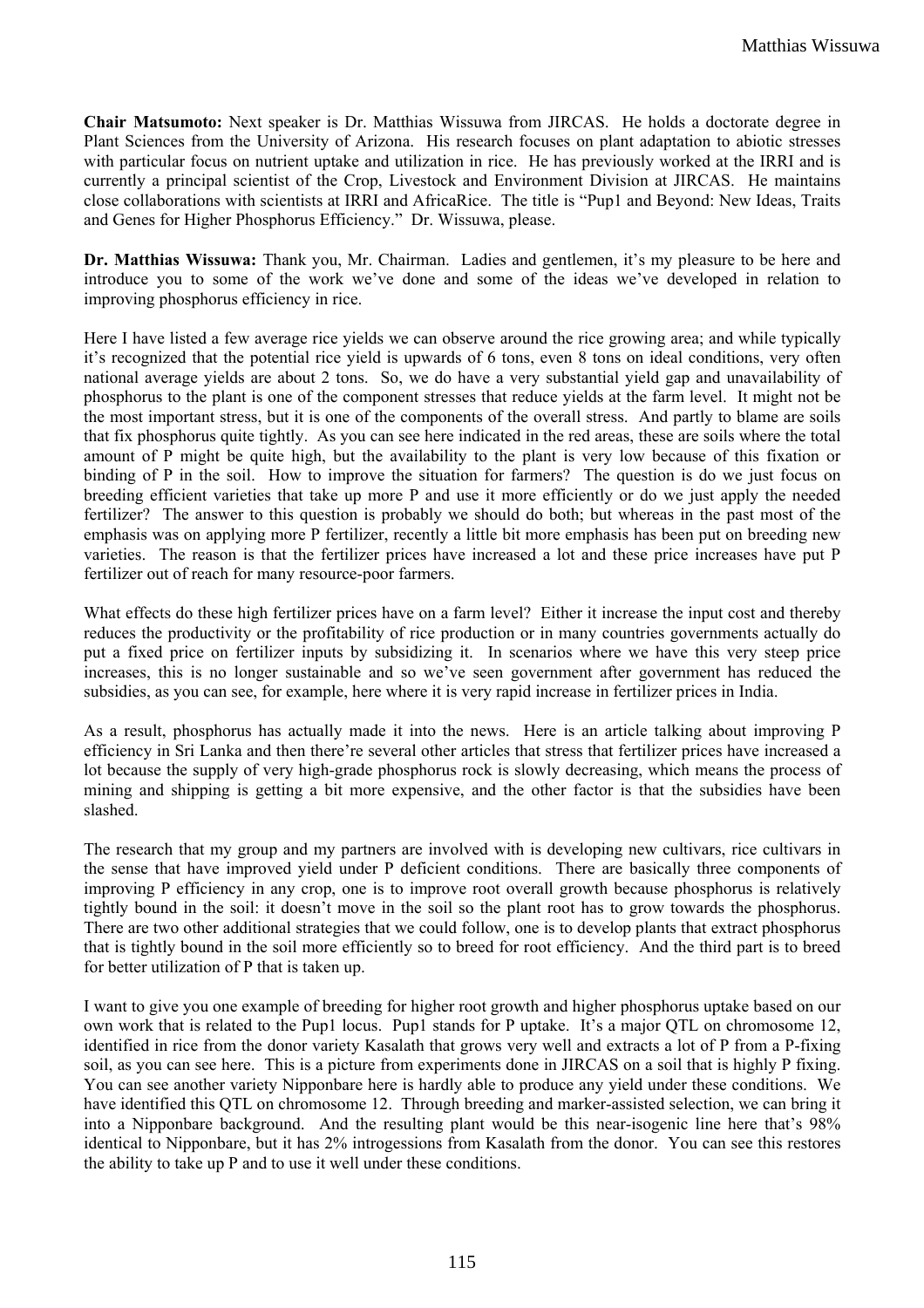**Chair Matsumoto:** Next speaker is Dr. Matthias Wissuwa from JIRCAS. He holds a doctorate degree in Plant Sciences from the University of Arizona. His research focuses on plant adaptation to abiotic stresses with particular focus on nutrient uptake and utilization in rice. He has previously worked at the IRRI and is currently a principal scientist of the Crop, Livestock and Environment Division at JIRCAS. He maintains close collaborations with scientists at IRRI and AfricaRice. The title is "Pup1 and Beyond: New Ideas, Traits and Genes for Higher Phosphorus Efficiency." Dr. Wissuwa, please.

**Dr. Matthias Wissuwa:** Thank you, Mr. Chairman. Ladies and gentlemen, it's my pleasure to be here and introduce you to some of the work we've done and some of the ideas we've developed in relation to improving phosphorus efficiency in rice.

Here I have listed a few average rice yields we can observe around the rice growing area; and while typically it's recognized that the potential rice yield is upwards of 6 tons, even 8 tons on ideal conditions, very often national average yields are about 2 tons. So, we do have a very substantial yield gap and unavailability of phosphorus to the plant is one of the component stresses that reduce yields at the farm level. It might not be the most important stress, but it is one of the components of the overall stress. And partly to blame are soils that fix phosphorus quite tightly. As you can see here indicated in the red areas, these are soils where the total amount of P might be quite high, but the availability to the plant is very low because of this fixation or binding of P in the soil. How to improve the situation for farmers? The question is do we just focus on breeding efficient varieties that take up more P and use it more efficiently or do we just apply the needed fertilizer? The answer to this question is probably we should do both; but whereas in the past most of the emphasis was on applying more P fertilizer, recently a little bit more emphasis has been put on breeding new varieties. The reason is that the fertilizer prices have increased a lot and these price increases have put P fertilizer out of reach for many resource-poor farmers.

What effects do these high fertilizer prices have on a farm level? Either it increase the input cost and thereby reduces the productivity or the profitability of rice production or in many countries governments actually do put a fixed price on fertilizer inputs by subsidizing it. In scenarios where we have this very steep price increases, this is no longer sustainable and so we've seen government after government has reduced the subsidies, as you can see, for example, here where it is very rapid increase in fertilizer prices in India.

As a result, phosphorus has actually made it into the news. Here is an article talking about improving P efficiency in Sri Lanka and then there're several other articles that stress that fertilizer prices have increased a lot because the supply of very high-grade phosphorus rock is slowly decreasing, which means the process of mining and shipping is getting a bit more expensive, and the other factor is that the subsidies have been slashed.

The research that my group and my partners are involved with is developing new cultivars, rice cultivars in the sense that have improved yield under P deficient conditions. There are basically three components of improving P efficiency in any crop, one is to improve root overall growth because phosphorus is relatively tightly bound in the soil: it doesn't move in the soil so the plant root has to grow towards the phosphorus. There are two other additional strategies that we could follow, one is to develop plants that extract phosphorus that is tightly bound in the soil more efficiently so to breed for root efficiency. And the third part is to breed for better utilization of P that is taken up.

I want to give you one example of breeding for higher root growth and higher phosphorus uptake based on our own work that is related to the Pup1 locus. Pup1 stands for P uptake. It's a major QTL on chromosome 12, identified in rice from the donor variety Kasalath that grows very well and extracts a lot of P from a P-fixing soil, as you can see here. This is a picture from experiments done in JIRCAS on a soil that is highly P fixing. You can see another variety Nipponbare here is hardly able to produce any yield under these conditions. We have identified this QTL on chromosome 12. Through breeding and marker-assisted selection, we can bring it into a Nipponbare background. And the resulting plant would be this near-isogenic line here that's 98% identical to Nipponbare, but it has 2% introgessions from Kasalath from the donor. You can see this restores the ability to take up P and to use it well under these conditions.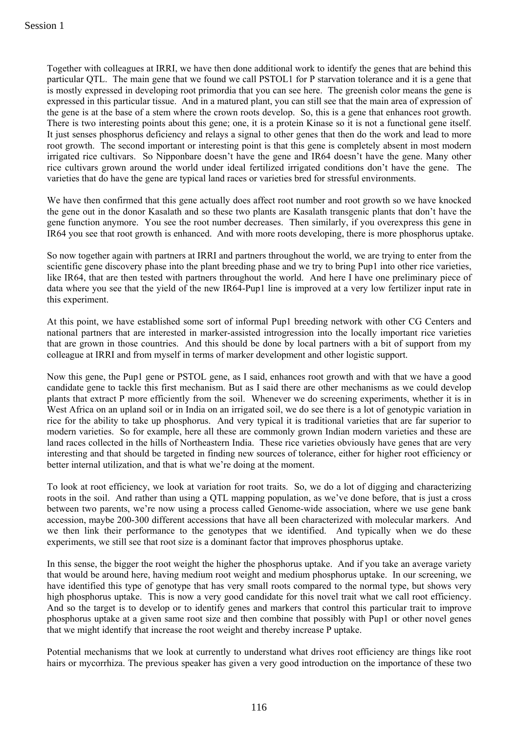Together with colleagues at IRRI, we have then done additional work to identify the genes that are behind this particular QTL. The main gene that we found we call PSTOL1 for P starvation tolerance and it is a gene that is mostly expressed in developing root primordia that you can see here. The greenish color means the gene is expressed in this particular tissue. And in a matured plant, you can still see that the main area of expression of the gene is at the base of a stem where the crown roots develop. So, this is a gene that enhances root growth. There is two interesting points about this gene; one, it is a protein Kinase so it is not a functional gene itself. It just senses phosphorus deficiency and relays a signal to other genes that then do the work and lead to more root growth. The second important or interesting point is that this gene is completely absent in most modern irrigated rice cultivars. So Nipponbare doesn't have the gene and IR64 doesn't have the gene. Many other rice cultivars grown around the world under ideal fertilized irrigated conditions don't have the gene. The varieties that do have the gene are typical land races or varieties bred for stressful environments.

We have then confirmed that this gene actually does affect root number and root growth so we have knocked the gene out in the donor Kasalath and so these two plants are Kasalath transgenic plants that don't have the gene function anymore. You see the root number decreases. Then similarly, if you overexpress this gene in IR64 you see that root growth is enhanced. And with more roots developing, there is more phosphorus uptake.

So now together again with partners at IRRI and partners throughout the world, we are trying to enter from the scientific gene discovery phase into the plant breeding phase and we try to bring Pup1 into other rice varieties, like IR64, that are then tested with partners throughout the world. And here I have one preliminary piece of data where you see that the yield of the new IR64-Pup1 line is improved at a very low fertilizer input rate in this experiment.

At this point, we have established some sort of informal Pup1 breeding network with other CG Centers and national partners that are interested in marker-assisted introgression into the locally important rice varieties that are grown in those countries. And this should be done by local partners with a bit of support from my colleague at IRRI and from myself in terms of marker development and other logistic support.

Now this gene, the Pup1 gene or PSTOL gene, as I said, enhances root growth and with that we have a good candidate gene to tackle this first mechanism. But as I said there are other mechanisms as we could develop plants that extract P more efficiently from the soil. Whenever we do screening experiments, whether it is in West Africa on an upland soil or in India on an irrigated soil, we do see there is a lot of genotypic variation in rice for the ability to take up phosphorus. And very typical it is traditional varieties that are far superior to modern varieties. So for example, here all these are commonly grown Indian modern varieties and these are land races collected in the hills of Northeastern India. These rice varieties obviously have genes that are very interesting and that should be targeted in finding new sources of tolerance, either for higher root efficiency or better internal utilization, and that is what we're doing at the moment.

To look at root efficiency, we look at variation for root traits. So, we do a lot of digging and characterizing roots in the soil. And rather than using a QTL mapping population, as we've done before, that is just a cross between two parents, we're now using a process called Genome-wide association, where we use gene bank accession, maybe 200-300 different accessions that have all been characterized with molecular markers. And we then link their performance to the genotypes that we identified. And typically when we do these experiments, we still see that root size is a dominant factor that improves phosphorus uptake.

In this sense, the bigger the root weight the higher the phosphorus uptake. And if you take an average variety that would be around here, having medium root weight and medium phosphorus uptake. In our screening, we have identified this type of genotype that has very small roots compared to the normal type, but shows very high phosphorus uptake. This is now a very good candidate for this novel trait what we call root efficiency. And so the target is to develop or to identify genes and markers that control this particular trait to improve phosphorus uptake at a given same root size and then combine that possibly with Pup1 or other novel genes that we might identify that increase the root weight and thereby increase P uptake.

Potential mechanisms that we look at currently to understand what drives root efficiency are things like root hairs or mycorrhiza. The previous speaker has given a very good introduction on the importance of these two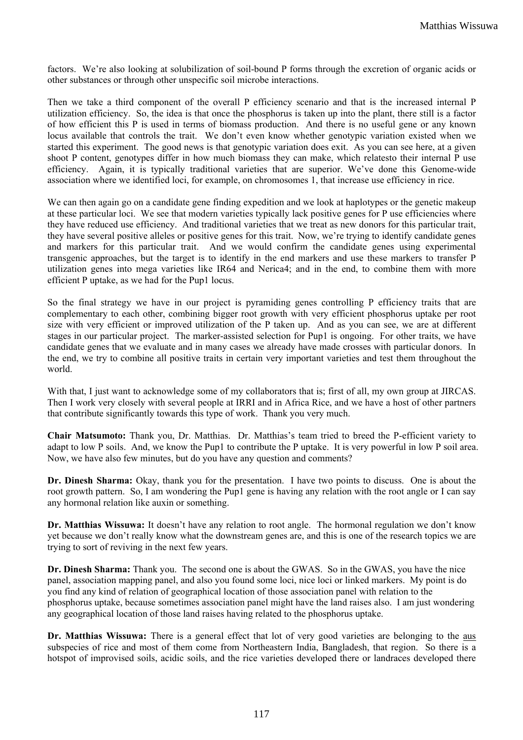factors. We're also looking at solubilization of soil-bound P forms through the excretion of organic acids or other substances or through other unspecific soil microbe interactions.

Then we take a third component of the overall P efficiency scenario and that is the increased internal P utilization efficiency. So, the idea is that once the phosphorus is taken up into the plant, there still is a factor of how efficient this P is used in terms of biomass production. And there is no useful gene or any known locus available that controls the trait. We don't even know whether genotypic variation existed when we started this experiment. The good news is that genotypic variation does exit. As you can see here, at a given shoot P content, genotypes differ in how much biomass they can make, which relatesto their internal P use efficiency. Again, it is typically traditional varieties that are superior. We've done this Genome-wide association where we identified loci, for example, on chromosomes 1, that increase use efficiency in rice.

We can then again go on a candidate gene finding expedition and we look at haplotypes or the genetic makeup at these particular loci. We see that modern varieties typically lack positive genes for P use efficiencies where they have reduced use efficiency. And traditional varieties that we treat as new donors for this particular trait, they have several positive alleles or positive genes for this trait. Now, we're trying to identify candidate genes and markers for this particular trait. And we would confirm the candidate genes using experimental transgenic approaches, but the target is to identify in the end markers and use these markers to transfer P utilization genes into mega varieties like IR64 and Nerica4; and in the end, to combine them with more efficient P uptake, as we had for the Pup1 locus.

So the final strategy we have in our project is pyramiding genes controlling P efficiency traits that are complementary to each other, combining bigger root growth with very efficient phosphorus uptake per root size with very efficient or improved utilization of the P taken up. And as you can see, we are at different stages in our particular project. The marker-assisted selection for Pup1 is ongoing. For other traits, we have candidate genes that we evaluate and in many cases we already have made crosses with particular donors. In the end, we try to combine all positive traits in certain very important varieties and test them throughout the world.

With that, I just want to acknowledge some of my collaborators that is; first of all, my own group at JIRCAS. Then I work very closely with several people at IRRI and in Africa Rice, and we have a host of other partners that contribute significantly towards this type of work. Thank you very much.

**Chair Matsumoto:** Thank you, Dr. Matthias. Dr. Matthias's team tried to breed the P-efficient variety to adapt to low P soils. And, we know the Pup1 to contribute the P uptake. It is very powerful in low P soil area. Now, we have also few minutes, but do you have any question and comments?

**Dr. Dinesh Sharma:** Okay, thank you for the presentation. I have two points to discuss. One is about the root growth pattern. So, I am wondering the Pup1 gene is having any relation with the root angle or I can say any hormonal relation like auxin or something.

**Dr. Matthias Wissuwa:** It doesn't have any relation to root angle. The hormonal regulation we don't know yet because we don't really know what the downstream genes are, and this is one of the research topics we are trying to sort of reviving in the next few years.

**Dr. Dinesh Sharma:** Thank you. The second one is about the GWAS. So in the GWAS, you have the nice panel, association mapping panel, and also you found some loci, nice loci or linked markers. My point is do you find any kind of relation of geographical location of those association panel with relation to the phosphorus uptake, because sometimes association panel might have the land raises also. I am just wondering any geographical location of those land raises having related to the phosphorus uptake.

**Dr. Matthias Wissuwa:** There is a general effect that lot of very good varieties are belonging to the aus subspecies of rice and most of them come from Northeastern India, Bangladesh, that region. So there is a hotspot of improvised soils, acidic soils, and the rice varieties developed there or landraces developed there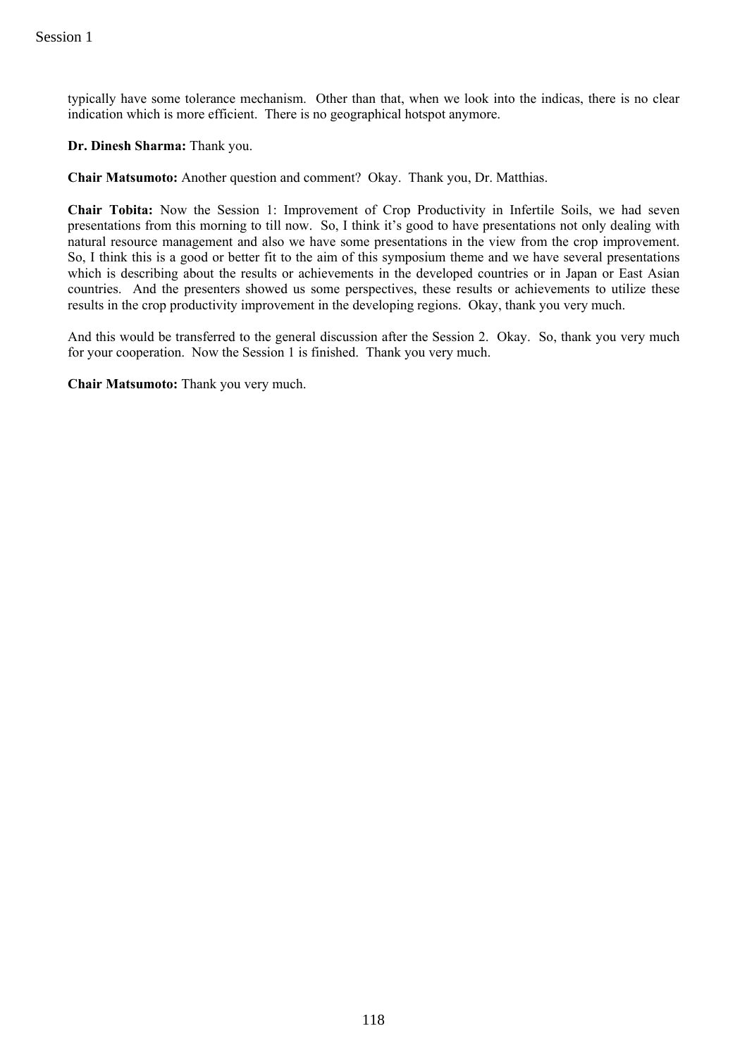typically have some tolerance mechanism. Other than that, when we look into the indicas, there is no clear indication which is more efficient. There is no geographical hotspot anymore.

**Dr. Dinesh Sharma:** Thank you.

**Chair Matsumoto:** Another question and comment? Okay. Thank you, Dr. Matthias.

**Chair Tobita:** Now the Session 1: Improvement of Crop Productivity in Infertile Soils, we had seven presentations from this morning to till now. So, I think it's good to have presentations not only dealing with natural resource management and also we have some presentations in the view from the crop improvement. So, I think this is a good or better fit to the aim of this symposium theme and we have several presentations which is describing about the results or achievements in the developed countries or in Japan or East Asian countries. And the presenters showed us some perspectives, these results or achievements to utilize these results in the crop productivity improvement in the developing regions. Okay, thank you very much.

And this would be transferred to the general discussion after the Session 2. Okay. So, thank you very much for your cooperation. Now the Session 1 is finished. Thank you very much.

**Chair Matsumoto:** Thank you very much.